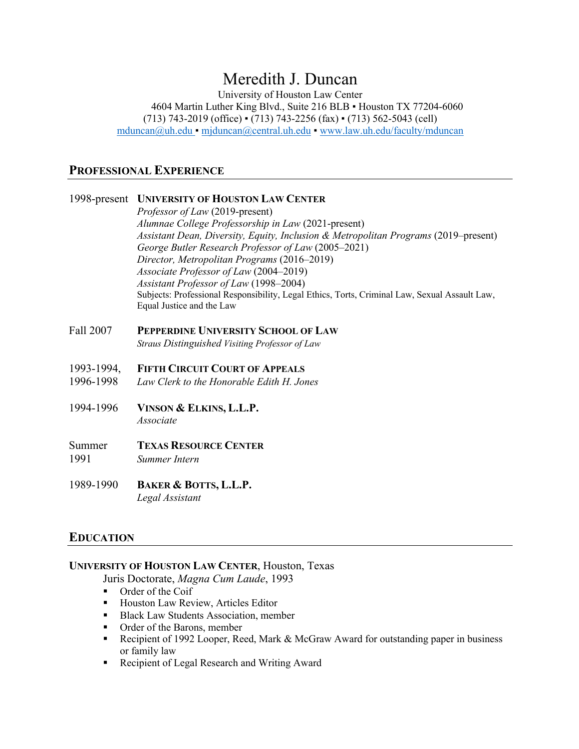# Meredith J. Duncan

University of Houston Law Center
4604 Martin Luther King Blvd., Suite 216 BLB ▪ Houston TX 77204-6060
(713) 743-2019 (office) ▪ (713) 743-2256 (fax) ▪ (713) 562-5043 (cell)
mduncan@uh.edu ▪ mjduncan@central.uh.edu ▪ www.law.uh.edu/faculty/mduncan

## PROFESSIONAL EXPERIENCE

**1998-present — UNIVERSITY OF HOUSTON LAW CENTER**
*Professor of Law* (2019-present)
*Alumnae College Professorship in Law* (2021-present)
*Assistant Dean, Diversity, Equity, Inclusion & Metropolitan Programs* (2019–present)
*George Butler Research Professor of Law* (2005–2021)
*Director, Metropolitan Programs* (2016–2019)
*Associate Professor of Law* (2004–2019)
*Assistant Professor of Law* (1998–2004)
Subjects: Professional Responsibility, Legal Ethics, Torts, Criminal Law, Sexual Assault Law, Equal Justice and the Law

**Fall 2007 — PEPPERDINE UNIVERSITY SCHOOL OF LAW**
*Straus Distinguished Visiting Professor of Law*

**1993-1994, 1996-1998 — FIFTH CIRCUIT COURT OF APPEALS**
*Law Clerk to the Honorable Edith H. Jones*

**1994-1996 — VINSON & ELKINS, L.L.P.**
*Associate*

**Summer 1991 — TEXAS RESOURCE CENTER**
*Summer Intern*

**1989-1990 — BAKER & BOTTS, L.L.P.**
*Legal Assistant*

## EDUCATION

**UNIVERSITY OF HOUSTON LAW CENTER**, Houston, Texas
Juris Doctorate, *Magna Cum Laude*, 1993

- Order of the Coif
- Houston Law Review, Articles Editor
- Black Law Students Association, member
- Order of the Barons, member
- Recipient of 1992 Looper, Reed, Mark & McGraw Award for outstanding paper in business or family law
- Recipient of Legal Research and Writing Award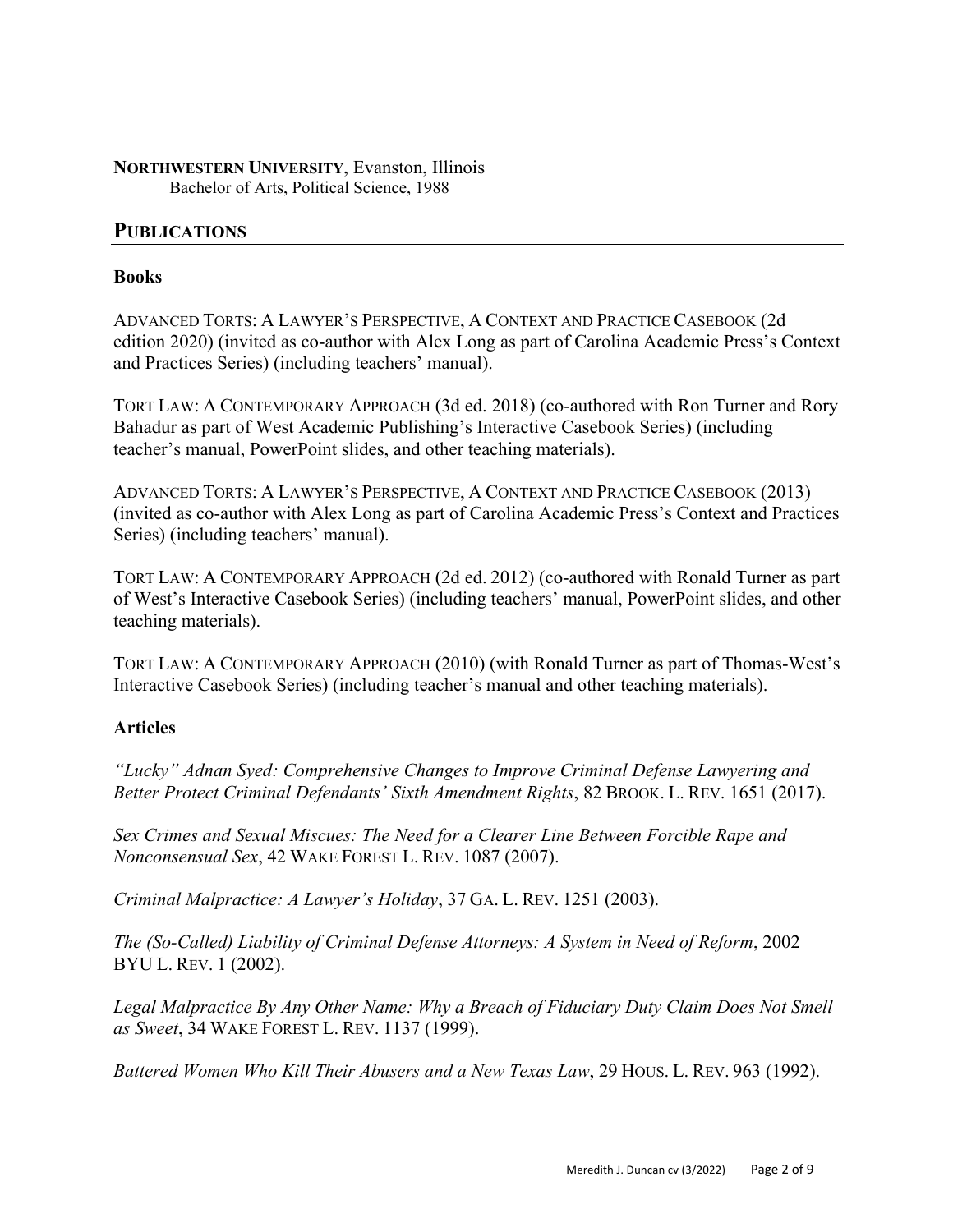**NORTHWESTERN UNIVERSITY**, Evanston, Illinois
Bachelor of Arts, Political Science, 1988

## PUBLICATIONS

### Books

ADVANCED TORTS: A LAWYER'S PERSPECTIVE, A CONTEXT AND PRACTICE CASEBOOK (2d edition 2020) (invited as co-author with Alex Long as part of Carolina Academic Press's Context and Practices Series) (including teachers' manual).

TORT LAW: A CONTEMPORARY APPROACH (3d ed. 2018) (co-authored with Ron Turner and Rory Bahadur as part of West Academic Publishing's Interactive Casebook Series) (including teacher's manual, PowerPoint slides, and other teaching materials).

ADVANCED TORTS: A LAWYER'S PERSPECTIVE, A CONTEXT AND PRACTICE CASEBOOK (2013) (invited as co-author with Alex Long as part of Carolina Academic Press's Context and Practices Series) (including teachers' manual).

TORT LAW: A CONTEMPORARY APPROACH (2d ed. 2012) (co-authored with Ronald Turner as part of West's Interactive Casebook Series) (including teachers' manual, PowerPoint slides, and other teaching materials).

TORT LAW: A CONTEMPORARY APPROACH (2010) (with Ronald Turner as part of Thomas-West's Interactive Casebook Series) (including teacher's manual and other teaching materials).

### Articles

*"Lucky" Adnan Syed: Comprehensive Changes to Improve Criminal Defense Lawyering and Better Protect Criminal Defendants' Sixth Amendment Rights*, 82 BROOK. L. REV. 1651 (2017).

*Sex Crimes and Sexual Miscues: The Need for a Clearer Line Between Forcible Rape and Nonconsensual Sex*, 42 WAKE FOREST L. REV. 1087 (2007).

*Criminal Malpractice: A Lawyer's Holiday*, 37 GA. L. REV. 1251 (2003).

*The (So-Called) Liability of Criminal Defense Attorneys: A System in Need of Reform*, 2002 BYU L. REV. 1 (2002).

*Legal Malpractice By Any Other Name: Why a Breach of Fiduciary Duty Claim Does Not Smell as Sweet*, 34 WAKE FOREST L. REV. 1137 (1999).

*Battered Women Who Kill Their Abusers and a New Texas Law*, 29 HOUS. L. REV. 963 (1992).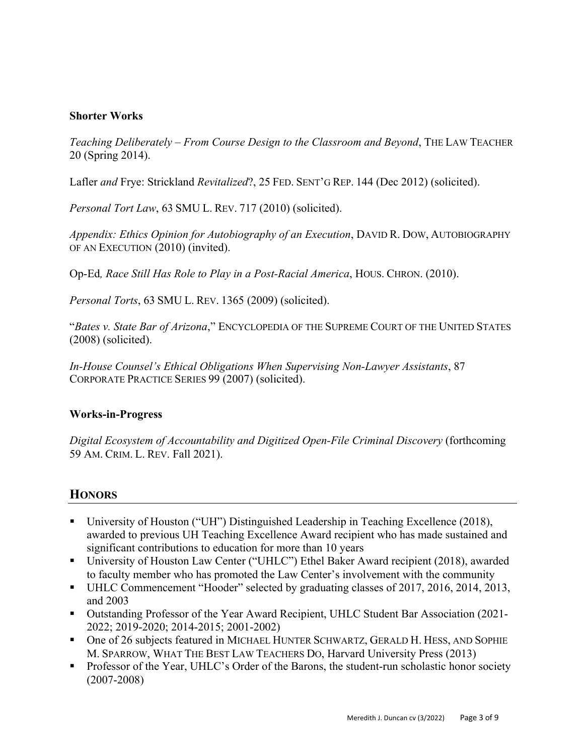**Shorter Works**

*Teaching Deliberately – From Course Design to the Classroom and Beyond*, THE LAW TEACHER 20 (Spring 2014).

Lafler *and* Frye: Strickland *Revitalized*?, 25 FED. SENT'G REP. 144 (Dec 2012) (solicited).

*Personal Tort Law*, 63 SMU L. REV. 717 (2010) (solicited).

*Appendix: Ethics Opinion for Autobiography of an Execution*, DAVID R. DOW, AUTOBIOGRAPHY OF AN EXECUTION (2010) (invited).

Op-Ed*, Race Still Has Role to Play in a Post-Racial America*, HOUS. CHRON. (2010).

*Personal Torts*, 63 SMU L. REV. 1365 (2009) (solicited).

"*Bates v. State Bar of Arizona*," ENCYCLOPEDIA OF THE SUPREME COURT OF THE UNITED STATES (2008) (solicited).

*In-House Counsel's Ethical Obligations When Supervising Non-Lawyer Assistants*, 87 CORPORATE PRACTICE SERIES 99 (2007) (solicited).

**Works-in-Progress**

*Digital Ecosystem of Accountability and Digitized Open-File Criminal Discovery* (forthcoming 59 AM. CRIM. L. REV. Fall 2021).

## HONORS

- University of Houston ("UH") Distinguished Leadership in Teaching Excellence (2018), awarded to previous UH Teaching Excellence Award recipient who has made sustained and significant contributions to education for more than 10 years
- University of Houston Law Center ("UHLC") Ethel Baker Award recipient (2018), awarded to faculty member who has promoted the Law Center's involvement with the community
- UHLC Commencement "Hooder" selected by graduating classes of 2017, 2016, 2014, 2013, and 2003
- Outstanding Professor of the Year Award Recipient, UHLC Student Bar Association (2021-2022; 2019-2020; 2014-2015; 2001-2002)
- One of 26 subjects featured in MICHAEL HUNTER SCHWARTZ, GERALD H. HESS, AND SOPHIE M. SPARROW, WHAT THE BEST LAW TEACHERS DO, Harvard University Press (2013)
- Professor of the Year, UHLC's Order of the Barons, the student-run scholastic honor society (2007-2008)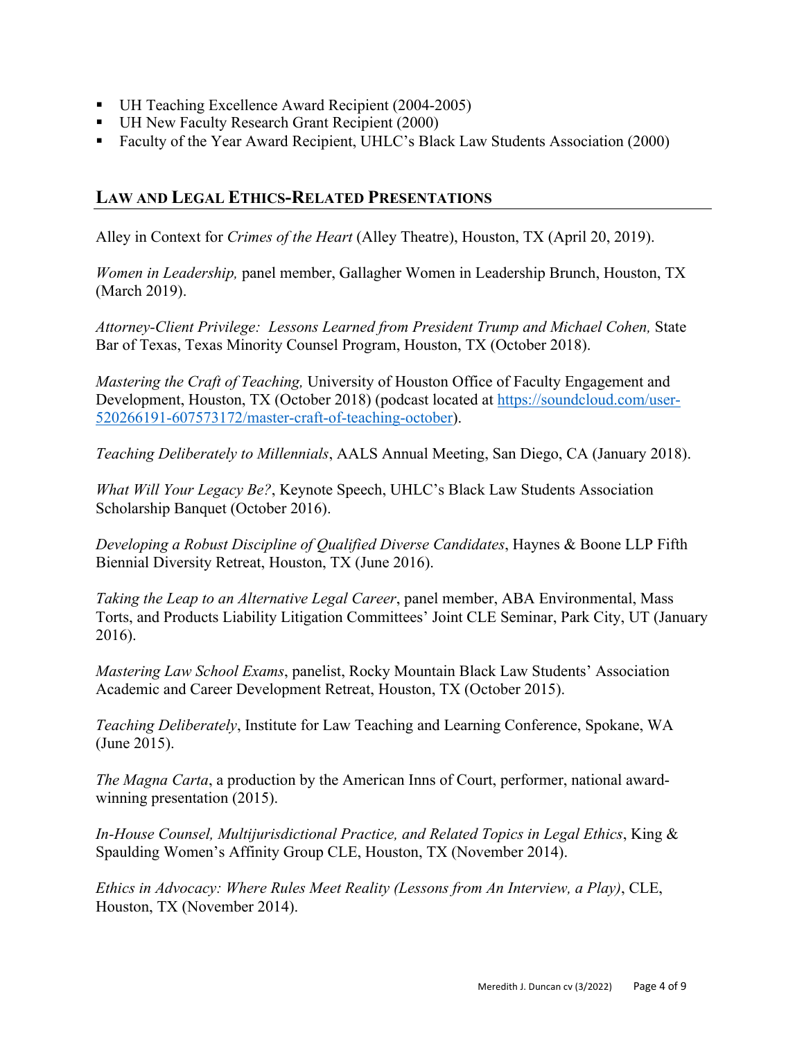- UH Teaching Excellence Award Recipient (2004-2005)
- UH New Faculty Research Grant Recipient (2000)
- Faculty of the Year Award Recipient, UHLC's Black Law Students Association (2000)

## Law and Legal Ethics-Related Presentations

Alley in Context for *Crimes of the Heart* (Alley Theatre), Houston, TX (April 20, 2019).

*Women in Leadership,* panel member, Gallagher Women in Leadership Brunch, Houston, TX (March 2019).

*Attorney-Client Privilege: Lessons Learned from President Trump and Michael Cohen,* State Bar of Texas, Texas Minority Counsel Program, Houston, TX (October 2018).

*Mastering the Craft of Teaching,* University of Houston Office of Faculty Engagement and Development, Houston, TX (October 2018) (podcast located at https://soundcloud.com/user-520266191-607573172/master-craft-of-teaching-october).

*Teaching Deliberately to Millennials*, AALS Annual Meeting, San Diego, CA (January 2018).

*What Will Your Legacy Be?*, Keynote Speech, UHLC's Black Law Students Association Scholarship Banquet (October 2016).

*Developing a Robust Discipline of Qualified Diverse Candidates*, Haynes & Boone LLP Fifth Biennial Diversity Retreat, Houston, TX (June 2016).

*Taking the Leap to an Alternative Legal Career*, panel member, ABA Environmental, Mass Torts, and Products Liability Litigation Committees' Joint CLE Seminar, Park City, UT (January 2016).

*Mastering Law School Exams*, panelist, Rocky Mountain Black Law Students' Association Academic and Career Development Retreat, Houston, TX (October 2015).

*Teaching Deliberately*, Institute for Law Teaching and Learning Conference, Spokane, WA (June 2015).

*The Magna Carta*, a production by the American Inns of Court, performer, national award-winning presentation (2015).

*In-House Counsel, Multijurisdictional Practice, and Related Topics in Legal Ethics*, King & Spaulding Women's Affinity Group CLE, Houston, TX (November 2014).

*Ethics in Advocacy: Where Rules Meet Reality (Lessons from An Interview, a Play)*, CLE, Houston, TX (November 2014).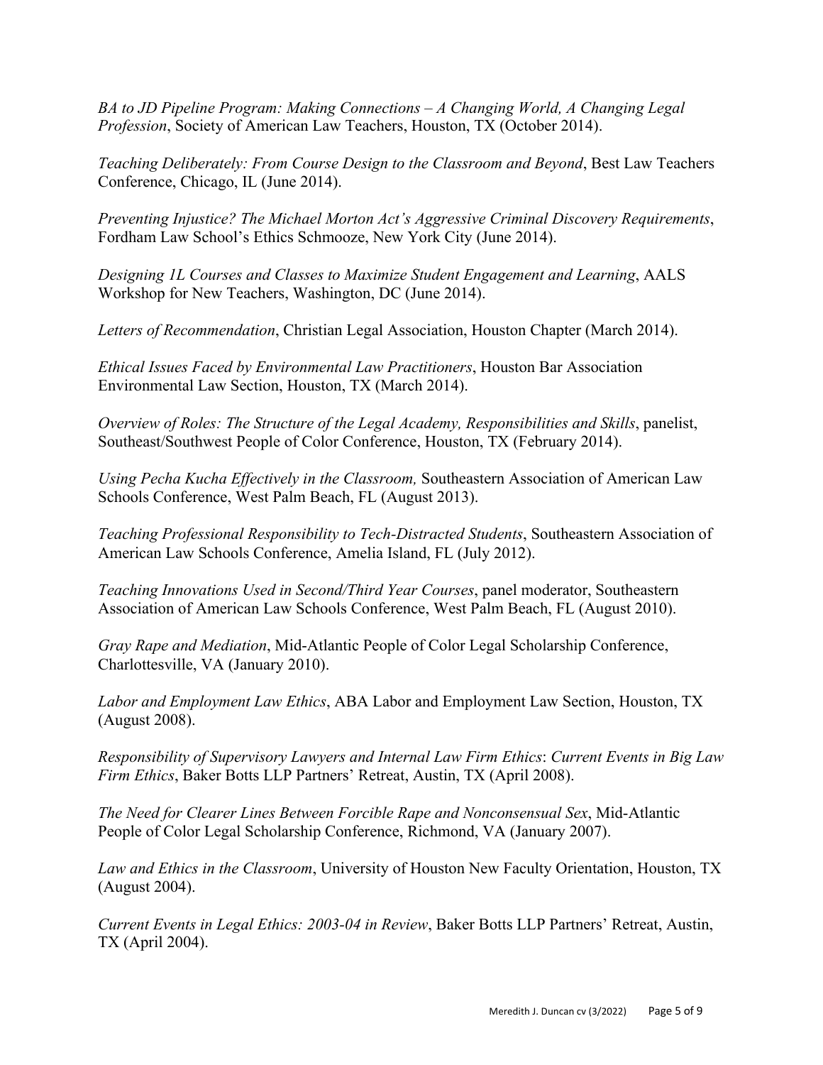*BA to JD Pipeline Program: Making Connections – A Changing World, A Changing Legal Profession*, Society of American Law Teachers, Houston, TX (October 2014).

*Teaching Deliberately: From Course Design to the Classroom and Beyond*, Best Law Teachers Conference, Chicago, IL (June 2014).

*Preventing Injustice? The Michael Morton Act's Aggressive Criminal Discovery Requirements*, Fordham Law School's Ethics Schmooze, New York City (June 2014).

*Designing 1L Courses and Classes to Maximize Student Engagement and Learning*, AALS Workshop for New Teachers, Washington, DC (June 2014).

*Letters of Recommendation*, Christian Legal Association, Houston Chapter (March 2014).

*Ethical Issues Faced by Environmental Law Practitioners*, Houston Bar Association Environmental Law Section, Houston, TX (March 2014).

*Overview of Roles: The Structure of the Legal Academy, Responsibilities and Skills*, panelist, Southeast/Southwest People of Color Conference, Houston, TX (February 2014).

*Using Pecha Kucha Effectively in the Classroom,* Southeastern Association of American Law Schools Conference, West Palm Beach, FL (August 2013).

*Teaching Professional Responsibility to Tech-Distracted Students*, Southeastern Association of American Law Schools Conference, Amelia Island, FL (July 2012).

*Teaching Innovations Used in Second/Third Year Courses*, panel moderator, Southeastern Association of American Law Schools Conference, West Palm Beach, FL (August 2010).

*Gray Rape and Mediation*, Mid-Atlantic People of Color Legal Scholarship Conference, Charlottesville, VA (January 2010).

*Labor and Employment Law Ethics*, ABA Labor and Employment Law Section, Houston, TX (August 2008).

*Responsibility of Supervisory Lawyers and Internal Law Firm Ethics*: *Current Events in Big Law Firm Ethics*, Baker Botts LLP Partners' Retreat, Austin, TX (April 2008).

*The Need for Clearer Lines Between Forcible Rape and Nonconsensual Sex*, Mid-Atlantic People of Color Legal Scholarship Conference, Richmond, VA (January 2007).

*Law and Ethics in the Classroom*, University of Houston New Faculty Orientation, Houston, TX (August 2004).

*Current Events in Legal Ethics: 2003-04 in Review*, Baker Botts LLP Partners' Retreat, Austin, TX (April 2004).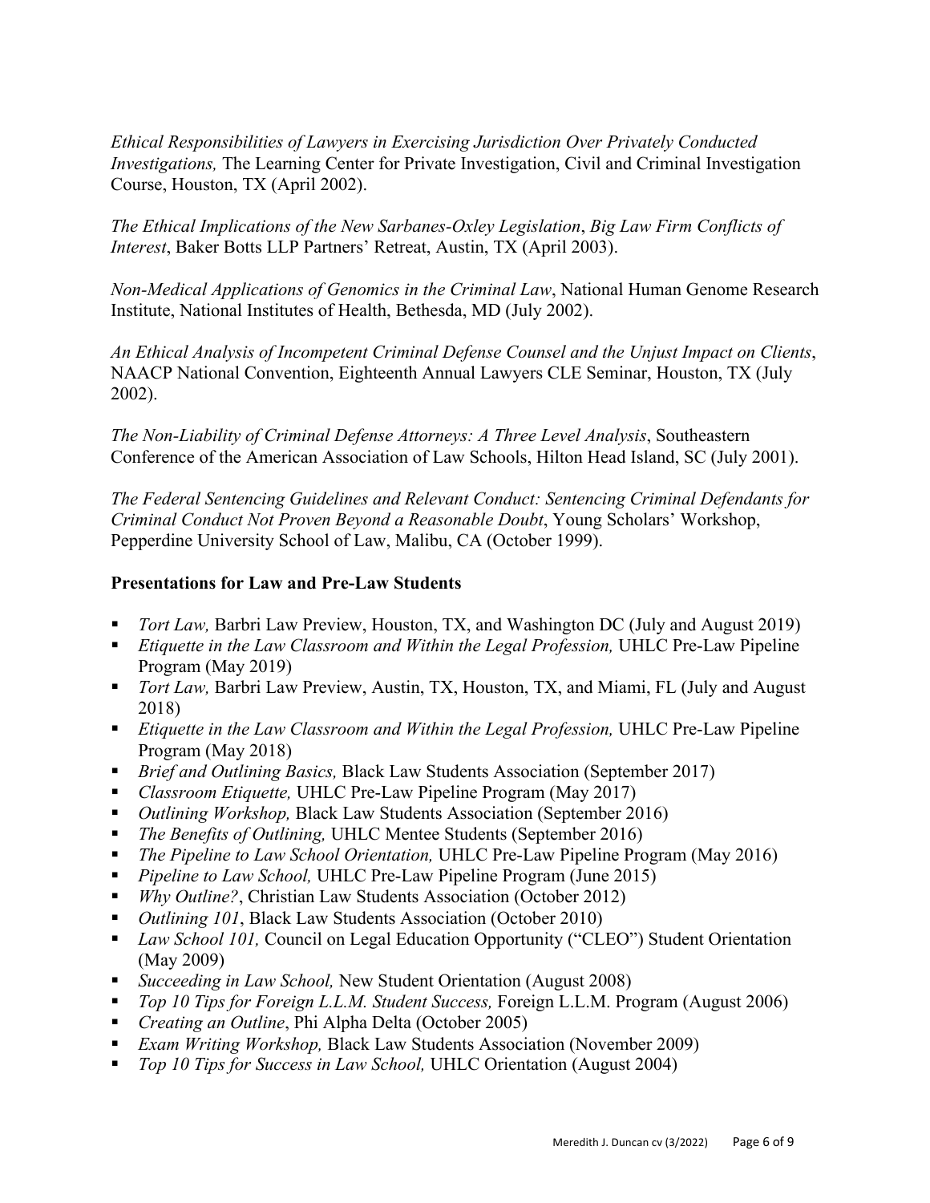*Ethical Responsibilities of Lawyers in Exercising Jurisdiction Over Privately Conducted Investigations,* The Learning Center for Private Investigation, Civil and Criminal Investigation Course, Houston, TX (April 2002).

*The Ethical Implications of the New Sarbanes-Oxley Legislation*, *Big Law Firm Conflicts of Interest*, Baker Botts LLP Partners' Retreat, Austin, TX (April 2003).

*Non-Medical Applications of Genomics in the Criminal Law*, National Human Genome Research Institute, National Institutes of Health, Bethesda, MD (July 2002).

*An Ethical Analysis of Incompetent Criminal Defense Counsel and the Unjust Impact on Clients*, NAACP National Convention, Eighteenth Annual Lawyers CLE Seminar, Houston, TX (July 2002).

*The Non-Liability of Criminal Defense Attorneys: A Three Level Analysis*, Southeastern Conference of the American Association of Law Schools, Hilton Head Island, SC (July 2001).

*The Federal Sentencing Guidelines and Relevant Conduct: Sentencing Criminal Defendants for Criminal Conduct Not Proven Beyond a Reasonable Doubt*, Young Scholars' Workshop, Pepperdine University School of Law, Malibu, CA (October 1999).

**Presentations for Law and Pre-Law Students**

- *Tort Law,* Barbri Law Preview, Houston, TX, and Washington DC (July and August 2019)
- *Etiquette in the Law Classroom and Within the Legal Profession,* UHLC Pre-Law Pipeline Program (May 2019)
- *Tort Law,* Barbri Law Preview, Austin, TX, Houston, TX, and Miami, FL (July and August 2018)
- *Etiquette in the Law Classroom and Within the Legal Profession,* UHLC Pre-Law Pipeline Program (May 2018)
- *Brief and Outlining Basics,* Black Law Students Association (September 2017)
- *Classroom Etiquette,* UHLC Pre-Law Pipeline Program (May 2017)
- *Outlining Workshop,* Black Law Students Association (September 2016)
- *The Benefits of Outlining,* UHLC Mentee Students (September 2016)
- *The Pipeline to Law School Orientation,* UHLC Pre-Law Pipeline Program (May 2016)
- *Pipeline to Law School,* UHLC Pre-Law Pipeline Program (June 2015)
- *Why Outline?*, Christian Law Students Association (October 2012)
- *Outlining 101*, Black Law Students Association (October 2010)
- *Law School 101,* Council on Legal Education Opportunity ("CLEO") Student Orientation (May 2009)
- *Succeeding in Law School,* New Student Orientation (August 2008)
- *Top 10 Tips for Foreign L.L.M. Student Success,* Foreign L.L.M. Program (August 2006)
- *Creating an Outline*, Phi Alpha Delta (October 2005)
- *Exam Writing Workshop,* Black Law Students Association (November 2009)
- *Top 10 Tips for Success in Law School,* UHLC Orientation (August 2004)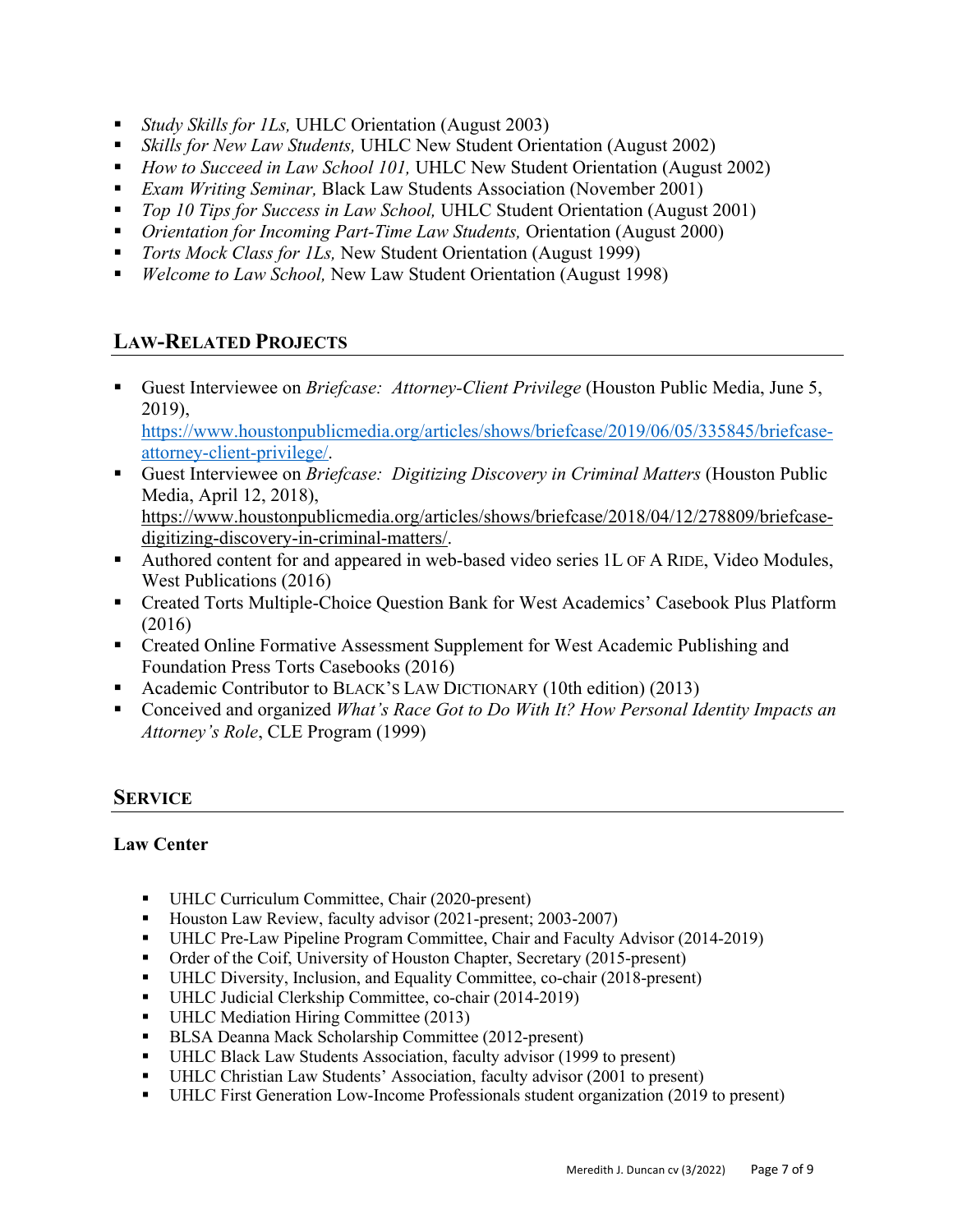- *Study Skills for 1Ls,* UHLC Orientation (August 2003)
- *Skills for New Law Students,* UHLC New Student Orientation (August 2002)
- *How to Succeed in Law School 101,* UHLC New Student Orientation (August 2002)
- *Exam Writing Seminar,* Black Law Students Association (November 2001)
- *Top 10 Tips for Success in Law School,* UHLC Student Orientation (August 2001)
- *Orientation for Incoming Part-Time Law Students,* Orientation (August 2000)
- *Torts Mock Class for 1Ls,* New Student Orientation (August 1999)
- *Welcome to Law School,* New Law Student Orientation (August 1998)

## LAW-RELATED PROJECTS

- Guest Interviewee on *Briefcase: Attorney-Client Privilege* (Houston Public Media, June 5, 2019), https://www.houstonpublicmedia.org/articles/shows/briefcase/2019/06/05/335845/briefcase-attorney-client-privilege/.
- Guest Interviewee on *Briefcase: Digitizing Discovery in Criminal Matters* (Houston Public Media, April 12, 2018), https://www.houstonpublicmedia.org/articles/shows/briefcase/2018/04/12/278809/briefcase-digitizing-discovery-in-criminal-matters/.
- Authored content for and appeared in web-based video series 1L OF A RIDE, Video Modules, West Publications (2016)
- Created Torts Multiple-Choice Question Bank for West Academics' Casebook Plus Platform (2016)
- Created Online Formative Assessment Supplement for West Academic Publishing and Foundation Press Torts Casebooks (2016)
- Academic Contributor to BLACK'S LAW DICTIONARY (10th edition) (2013)
- Conceived and organized *What's Race Got to Do With It? How Personal Identity Impacts an Attorney's Role*, CLE Program (1999)

## SERVICE

### Law Center

- UHLC Curriculum Committee, Chair (2020-present)
- Houston Law Review, faculty advisor (2021-present; 2003-2007)
- UHLC Pre-Law Pipeline Program Committee, Chair and Faculty Advisor (2014-2019)
- Order of the Coif, University of Houston Chapter, Secretary (2015-present)
- UHLC Diversity, Inclusion, and Equality Committee, co-chair (2018-present)
- UHLC Judicial Clerkship Committee, co-chair (2014-2019)
- UHLC Mediation Hiring Committee (2013)
- BLSA Deanna Mack Scholarship Committee (2012-present)
- UHLC Black Law Students Association, faculty advisor (1999 to present)
- UHLC Christian Law Students' Association, faculty advisor (2001 to present)
- UHLC First Generation Low-Income Professionals student organization (2019 to present)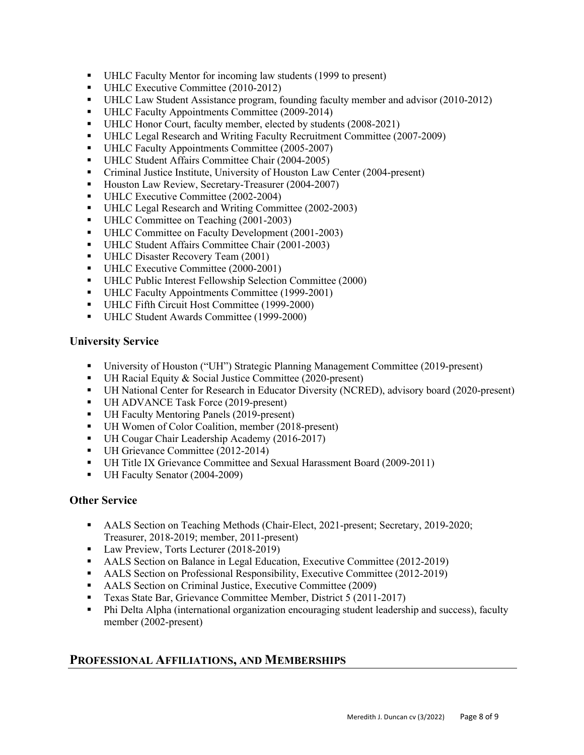- UHLC Faculty Mentor for incoming law students (1999 to present)
- UHLC Executive Committee (2010-2012)
- UHLC Law Student Assistance program, founding faculty member and advisor (2010-2012)
- UHLC Faculty Appointments Committee (2009-2014)
- UHLC Honor Court, faculty member, elected by students (2008-2021)
- UHLC Legal Research and Writing Faculty Recruitment Committee (2007-2009)
- UHLC Faculty Appointments Committee (2005-2007)
- UHLC Student Affairs Committee Chair (2004-2005)
- Criminal Justice Institute, University of Houston Law Center (2004-present)
- Houston Law Review, Secretary-Treasurer (2004-2007)
- UHLC Executive Committee (2002-2004)
- UHLC Legal Research and Writing Committee (2002-2003)
- UHLC Committee on Teaching (2001-2003)
- UHLC Committee on Faculty Development (2001-2003)
- UHLC Student Affairs Committee Chair (2001-2003)
- UHLC Disaster Recovery Team (2001)
- UHLC Executive Committee (2000-2001)
- UHLC Public Interest Fellowship Selection Committee (2000)
- UHLC Faculty Appointments Committee (1999-2001)
- UHLC Fifth Circuit Host Committee (1999-2000)
- UHLC Student Awards Committee (1999-2000)

### University Service

- University of Houston ("UH") Strategic Planning Management Committee (2019-present)
- UH Racial Equity & Social Justice Committee (2020-present)
- UH National Center for Research in Educator Diversity (NCRED), advisory board (2020-present)
- UH ADVANCE Task Force (2019-present)
- UH Faculty Mentoring Panels (2019-present)
- UH Women of Color Coalition, member (2018-present)
- UH Cougar Chair Leadership Academy (2016-2017)
- UH Grievance Committee (2012-2014)
- UH Title IX Grievance Committee and Sexual Harassment Board (2009-2011)
- UH Faculty Senator (2004-2009)

### Other Service

- AALS Section on Teaching Methods (Chair-Elect, 2021-present; Secretary, 2019-2020; Treasurer, 2018-2019; member, 2011-present)
- Law Preview, Torts Lecturer (2018-2019)
- AALS Section on Balance in Legal Education, Executive Committee (2012-2019)
- AALS Section on Professional Responsibility, Executive Committee (2012-2019)
- AALS Section on Criminal Justice, Executive Committee (2009)
- Texas State Bar, Grievance Committee Member, District 5 (2011-2017)
- Phi Delta Alpha (international organization encouraging student leadership and success), faculty member (2002-present)

## Professional Affiliations, and Memberships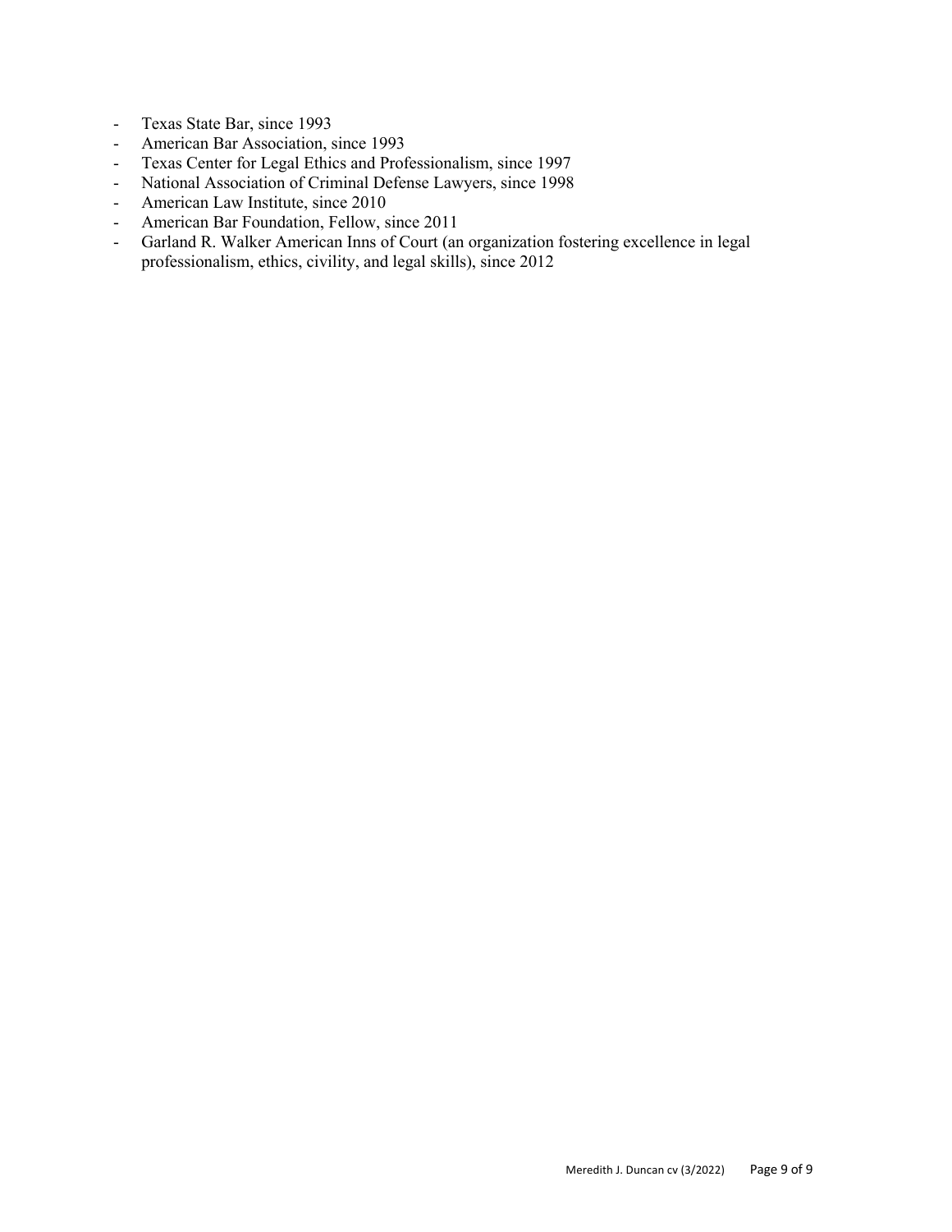- Texas State Bar, since 1993
- American Bar Association, since 1993
- Texas Center for Legal Ethics and Professionalism, since 1997
- National Association of Criminal Defense Lawyers, since 1998
- American Law Institute, since 2010
- American Bar Foundation, Fellow, since 2011
- Garland R. Walker American Inns of Court (an organization fostering excellence in legal professionalism, ethics, civility, and legal skills), since 2012